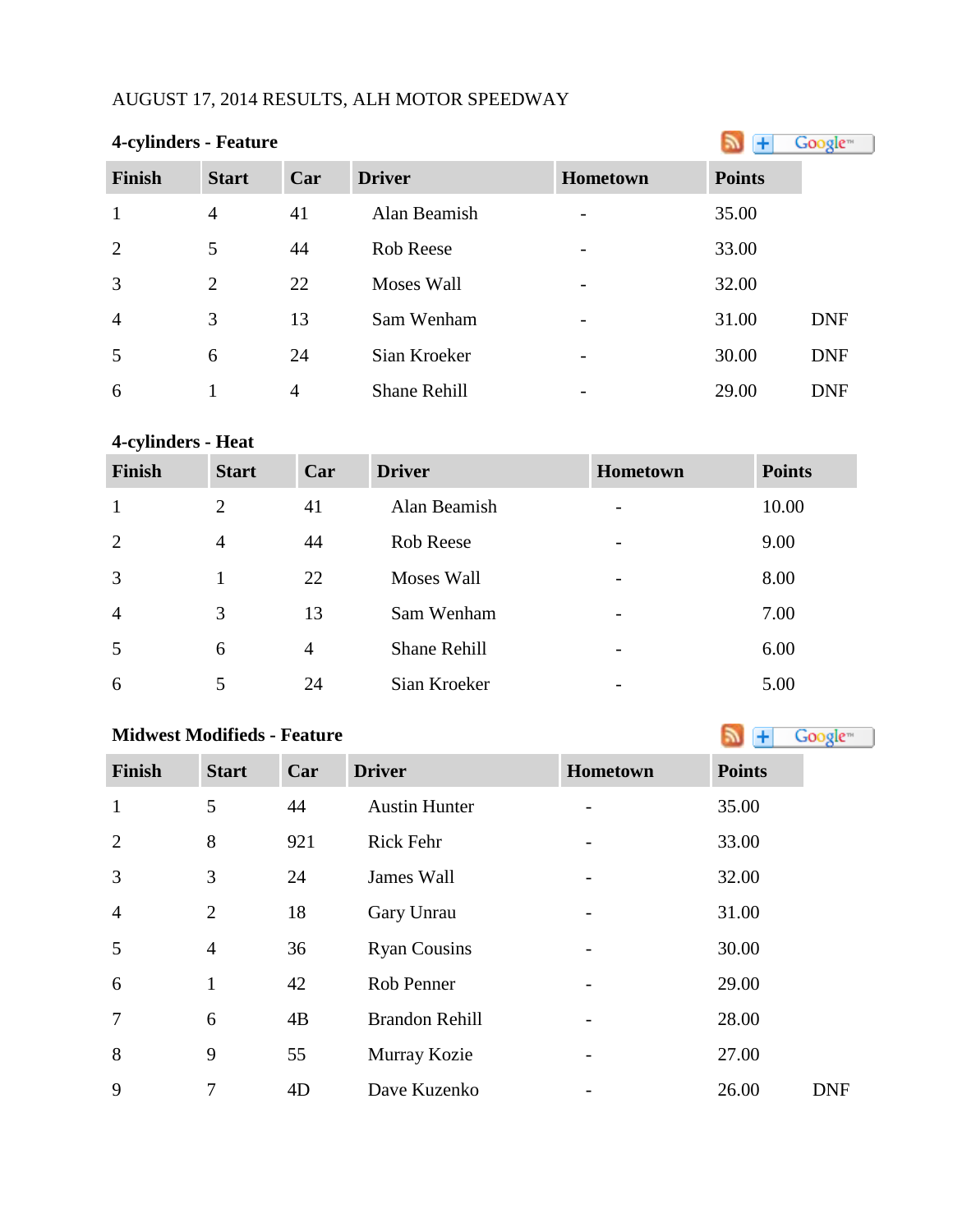AUGUST 17, 2014 RESULTS, ALH MOTOR SPEEDWAY

**4-cylinders - Feature**

| Finish | Start | Car | Driver | Hometown | Points | |
|---|---|---|---|---|---|---|
| 1 | 4 | 41 | Alan Beamish | - | 35.00 | |
| 2 | 5 | 44 | Rob Reese | - | 33.00 | |
| 3 | 2 | 22 | Moses Wall | - | 32.00 | |
| 4 | 3 | 13 | Sam Wenham | - | 31.00 | DNF |
| 5 | 6 | 24 | Sian Kroeker | - | 30.00 | DNF |
| 6 | 1 | 4 | Shane Rehill | - | 29.00 | DNF |

**4-cylinders - Heat**

| Finish | Start | Car | Driver | Hometown | Points |
|---|---|---|---|---|---|
| 1 | 2 | 41 | Alan Beamish | - | 10.00 |
| 2 | 4 | 44 | Rob Reese | - | 9.00 |
| 3 | 1 | 22 | Moses Wall | - | 8.00 |
| 4 | 3 | 13 | Sam Wenham | - | 7.00 |
| 5 | 6 | 4 | Shane Rehill | - | 6.00 |
| 6 | 5 | 24 | Sian Kroeker | - | 5.00 |

**Midwest Modifieds - Feature**

| Finish | Start | Car | Driver | Hometown | Points | |
|---|---|---|---|---|---|---|
| 1 | 5 | 44 | Austin Hunter | - | 35.00 | |
| 2 | 8 | 921 | Rick Fehr | - | 33.00 | |
| 3 | 3 | 24 | James Wall | - | 32.00 | |
| 4 | 2 | 18 | Gary Unrau | - | 31.00 | |
| 5 | 4 | 36 | Ryan Cousins | - | 30.00 | |
| 6 | 1 | 42 | Rob Penner | - | 29.00 | |
| 7 | 6 | 4B | Brandon Rehill | - | 28.00 | |
| 8 | 9 | 55 | Murray Kozie | - | 27.00 | |
| 9 | 7 | 4D | Dave Kuzenko | - | 26.00 | DNF |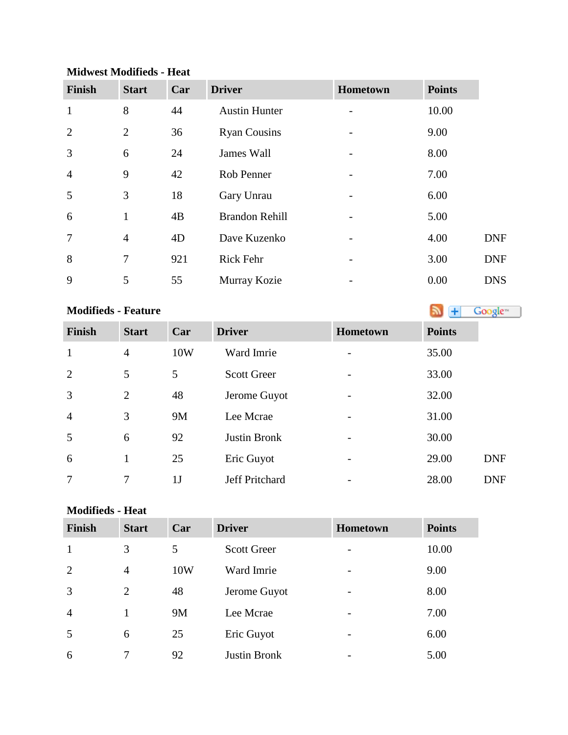**Midwest Modifieds - Heat**

| Finish | Start | Car | Driver | Hometown | Points | |
|---|---|---|---|---|---|---|
| 1 | 8 | 44 | Austin Hunter | - | 10.00 | |
| 2 | 2 | 36 | Ryan Cousins | - | 9.00 | |
| 3 | 6 | 24 | James Wall | - | 8.00 | |
| 4 | 9 | 42 | Rob Penner | - | 7.00 | |
| 5 | 3 | 18 | Gary Unrau | - | 6.00 | |
| 6 | 1 | 4B | Brandon Rehill | - | 5.00 | |
| 7 | 4 | 4D | Dave Kuzenko | - | 4.00 | DNF |
| 8 | 7 | 921 | Rick Fehr | - | 3.00 | DNF |
| 9 | 5 | 55 | Murray Kozie | - | 0.00 | DNS |

**Modifieds - Feature**

| Finish | Start | Car | Driver | Hometown | Points | |
|---|---|---|---|---|---|---|
| 1 | 4 | 10W | Ward Imrie | - | 35.00 | |
| 2 | 5 | 5 | Scott Greer | - | 33.00 | |
| 3 | 2 | 48 | Jerome Guyot | - | 32.00 | |
| 4 | 3 | 9M | Lee Mcrae | - | 31.00 | |
| 5 | 6 | 92 | Justin Bronk | - | 30.00 | |
| 6 | 1 | 25 | Eric Guyot | - | 29.00 | DNF |
| 7 | 7 | 1J | Jeff Pritchard | - | 28.00 | DNF |

**Modifieds - Heat**

| Finish | Start | Car | Driver | Hometown | Points |
|---|---|---|---|---|---|
| 1 | 3 | 5 | Scott Greer | - | 10.00 |
| 2 | 4 | 10W | Ward Imrie | - | 9.00 |
| 3 | 2 | 48 | Jerome Guyot | - | 8.00 |
| 4 | 1 | 9M | Lee Mcrae | - | 7.00 |
| 5 | 6 | 25 | Eric Guyot | - | 6.00 |
| 6 | 7 | 92 | Justin Bronk | - | 5.00 |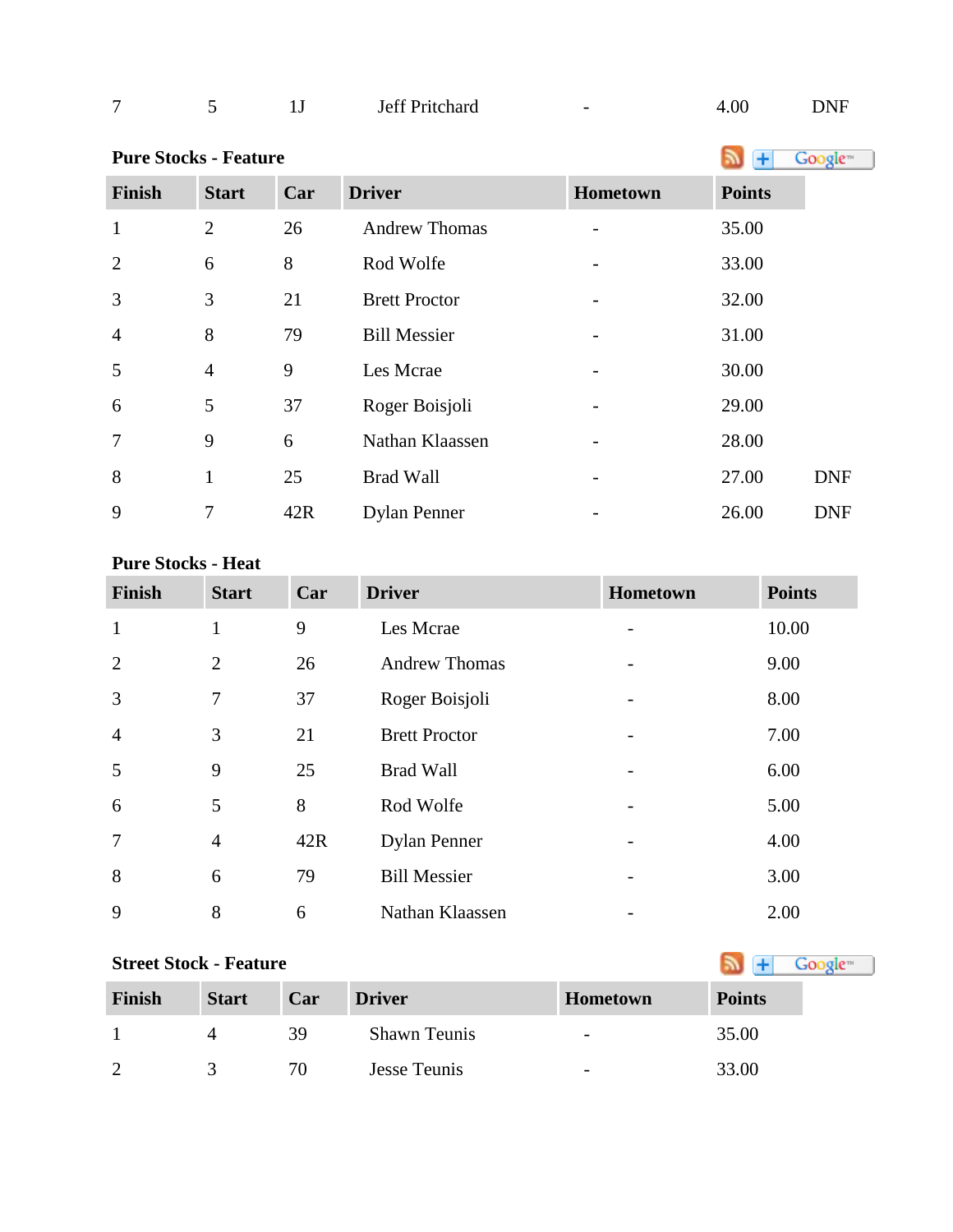| 7 | 5 | 1J | Jeff Pritchard | - | 4.00 | DNF |
|---|---|---|---|---|---|---|

**Pure Stocks - Feature**

| Finish | Start | Car | Driver | Hometown | Points | |
|---|---|---|---|---|---|---|
| 1 | 2 | 26 | Andrew Thomas | - | 35.00 | |
| 2 | 6 | 8 | Rod Wolfe | - | 33.00 | |
| 3 | 3 | 21 | Brett Proctor | - | 32.00 | |
| 4 | 8 | 79 | Bill Messier | - | 31.00 | |
| 5 | 4 | 9 | Les Mcrae | - | 30.00 | |
| 6 | 5 | 37 | Roger Boisjoli | - | 29.00 | |
| 7 | 9 | 6 | Nathan Klaassen | - | 28.00 | |
| 8 | 1 | 25 | Brad Wall | - | 27.00 | DNF |
| 9 | 7 | 42R | Dylan Penner | - | 26.00 | DNF |

**Pure Stocks - Heat**

| Finish | Start | Car | Driver | Hometown | Points |
|---|---|---|---|---|---|
| 1 | 1 | 9 | Les Mcrae | - | 10.00 |
| 2 | 2 | 26 | Andrew Thomas | - | 9.00 |
| 3 | 7 | 37 | Roger Boisjoli | - | 8.00 |
| 4 | 3 | 21 | Brett Proctor | - | 7.00 |
| 5 | 9 | 25 | Brad Wall | - | 6.00 |
| 6 | 5 | 8 | Rod Wolfe | - | 5.00 |
| 7 | 4 | 42R | Dylan Penner | - | 4.00 |
| 8 | 6 | 79 | Bill Messier | - | 3.00 |
| 9 | 8 | 6 | Nathan Klaassen | - | 2.00 |

**Street Stock - Feature**

| Finish | Start | Car | Driver | Hometown | Points |
|---|---|---|---|---|---|
| 1 | 4 | 39 | Shawn Teunis | - | 35.00 |
| 2 | 3 | 70 | Jesse Teunis | - | 33.00 |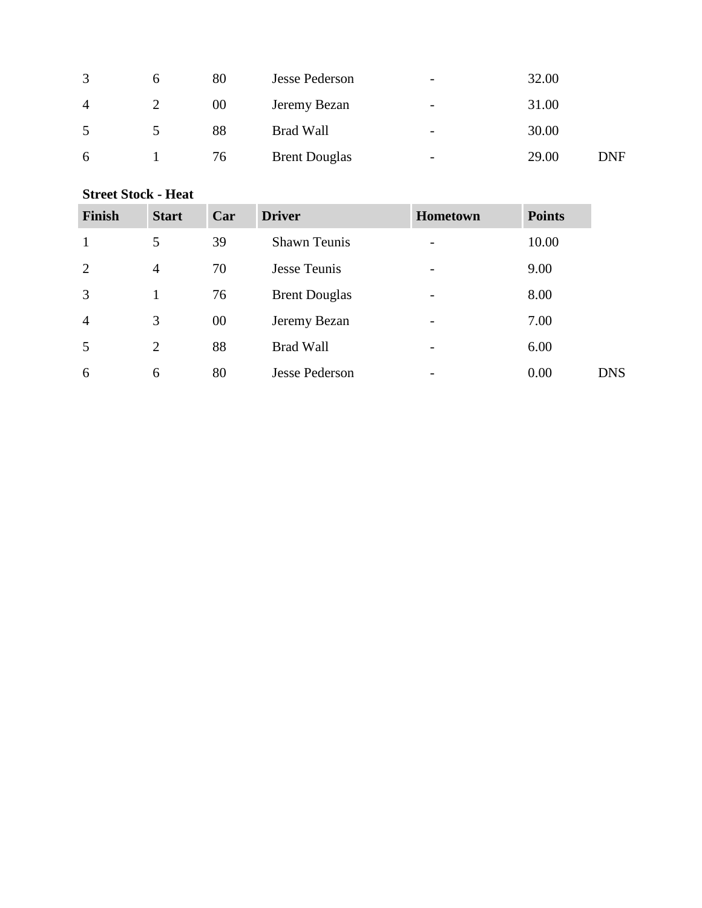| | | | | | | |
|---|---|---|---|---|---|---|
| 3 | 6 | 80 | Jesse Pederson | - | 32.00 | |
| 4 | 2 | 00 | Jeremy Bezan | - | 31.00 | |
| 5 | 5 | 88 | Brad Wall | - | 30.00 | |
| 6 | 1 | 76 | Brent Douglas | - | 29.00 | DNF |

**Street Stock - Heat**

| Finish | Start | Car | Driver | Hometown | Points | |
|---|---|---|---|---|---|---|
| 1 | 5 | 39 | Shawn Teunis | - | 10.00 | |
| 2 | 4 | 70 | Jesse Teunis | - | 9.00 | |
| 3 | 1 | 76 | Brent Douglas | - | 8.00 | |
| 4 | 3 | 00 | Jeremy Bezan | - | 7.00 | |
| 5 | 2 | 88 | Brad Wall | - | 6.00 | |
| 6 | 6 | 80 | Jesse Pederson | - | 0.00 | DNS |